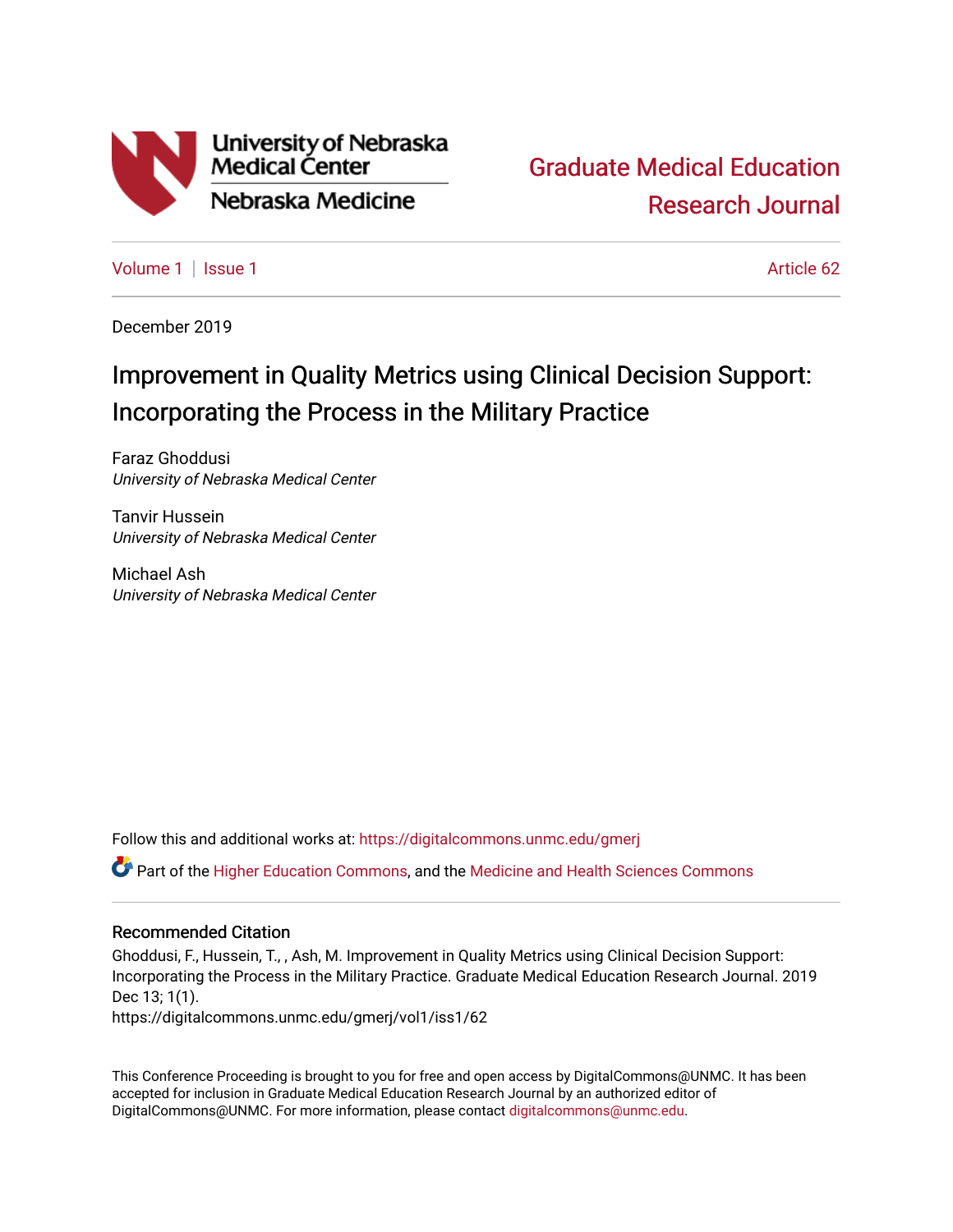University of Nebraska Medical Center
Nebraska Medicine

Graduate Medical Education Research Journal

Volume 1 | Issue 1 Article 62

December 2019

# Improvement in Quality Metrics using Clinical Decision Support: Incorporating the Process in the Military Practice

Faraz Ghoddusi
*University of Nebraska Medical Center*

Tanvir Hussein
*University of Nebraska Medical Center*

Michael Ash
*University of Nebraska Medical Center*

Follow this and additional works at: https://digitalcommons.unmc.edu/gmerj

Part of the Higher Education Commons, and the Medicine and Health Sciences Commons

## Recommended Citation

Ghoddusi, F., Hussein, T., , Ash, M. Improvement in Quality Metrics using Clinical Decision Support: Incorporating the Process in the Military Practice. Graduate Medical Education Research Journal. 2019 Dec 13; 1(1).
https://digitalcommons.unmc.edu/gmerj/vol1/iss1/62

This Conference Proceeding is brought to you for free and open access by DigitalCommons@UNMC. It has been accepted for inclusion in Graduate Medical Education Research Journal by an authorized editor of DigitalCommons@UNMC. For more information, please contact digitalcommons@unmc.edu.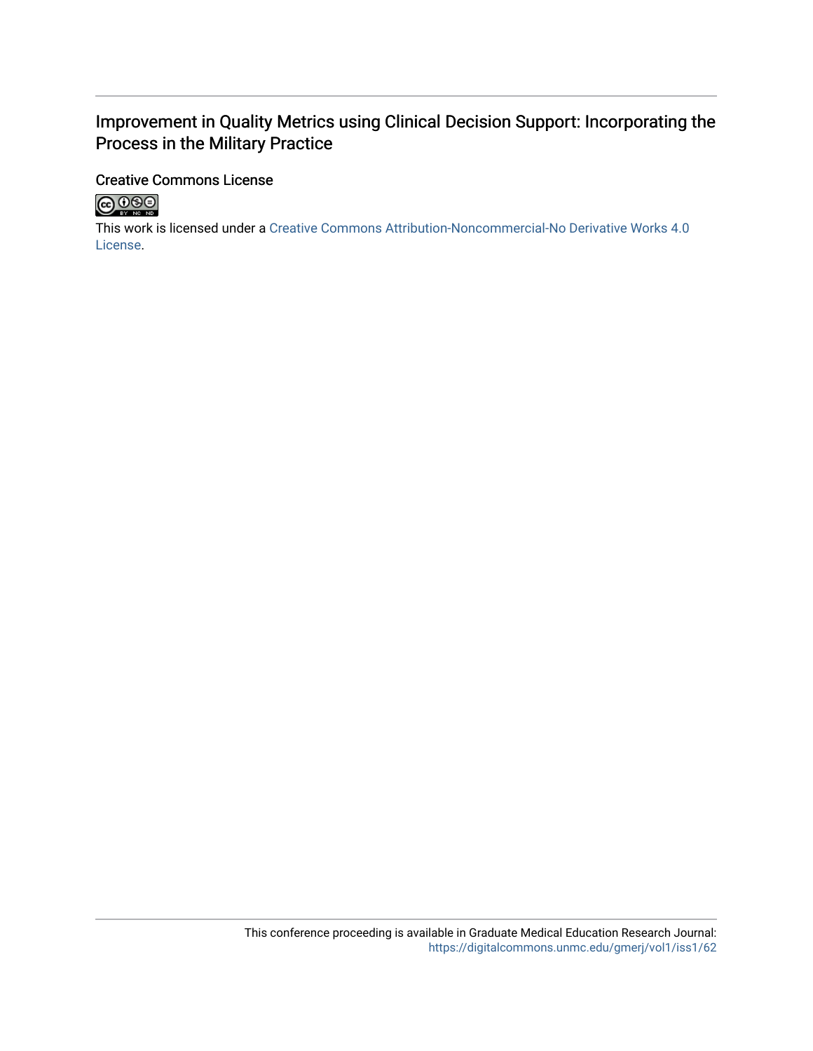Improvement in Quality Metrics using Clinical Decision Support: Incorporating the Process in the Military Practice

Creative Commons License

This work is licensed under a Creative Commons Attribution-Noncommercial-No Derivative Works 4.0 License.

This conference proceeding is available in Graduate Medical Education Research Journal: https://digitalcommons.unmc.edu/gmerj/vol1/iss1/62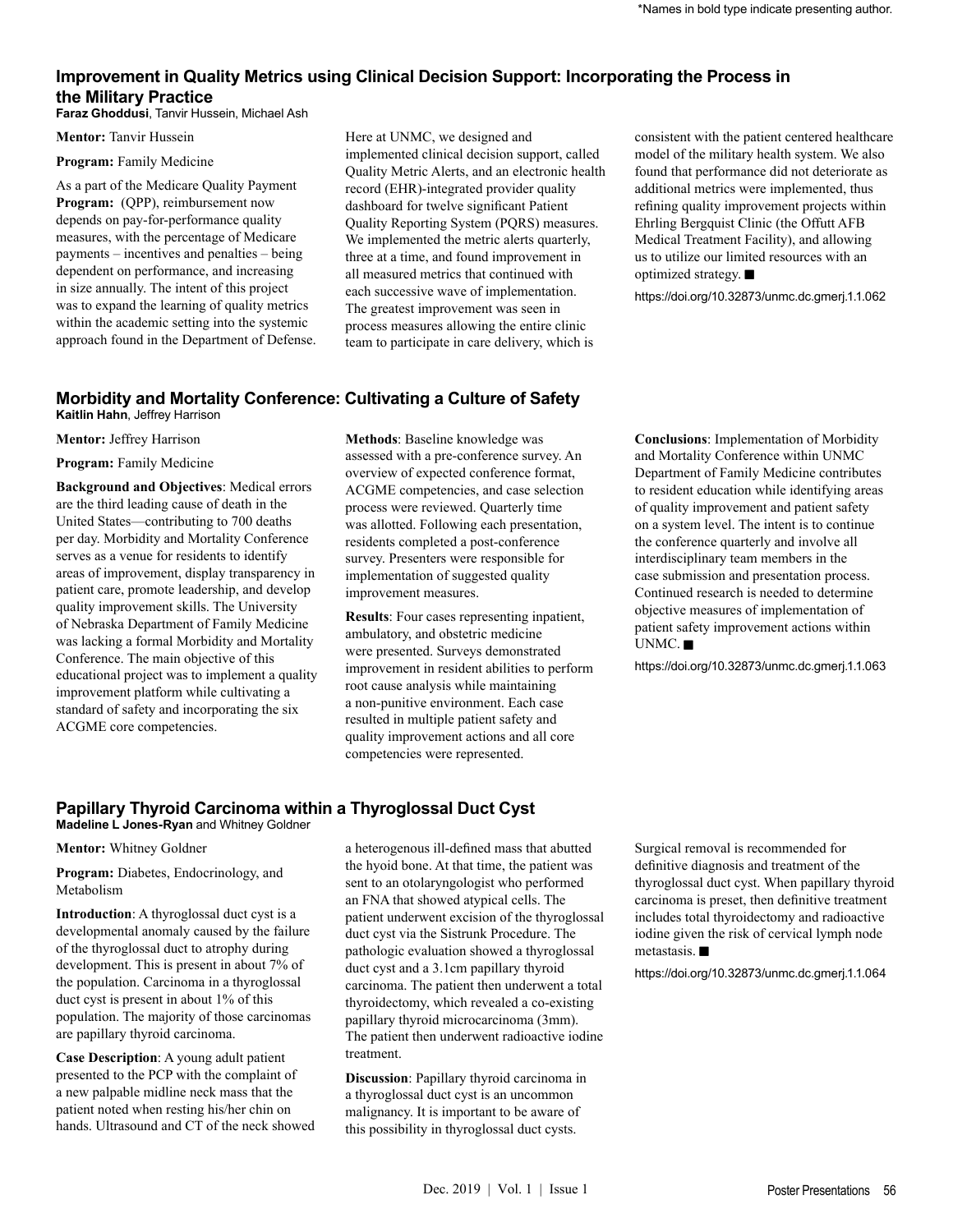*Names in bold type indicate presenting author.

## Improvement in Quality Metrics using Clinical Decision Support: Incorporating the Process in the Military Practice

**Faraz Ghoddusi**, Tanvir Hussein, Michael Ash

**Mentor:** Tanvir Hussein

**Program:** Family Medicine

As a part of the Medicare Quality Payment **Program:** (QPP), reimbursement now depends on pay-for-performance quality measures, with the percentage of Medicare payments – incentives and penalties – being dependent on performance, and increasing in size annually. The intent of this project was to expand the learning of quality metrics within the academic setting into the systemic approach found in the Department of Defense. Here at UNMC, we designed and implemented clinical decision support, called Quality Metric Alerts, and an electronic health record (EHR)-integrated provider quality dashboard for twelve significant Patient Quality Reporting System (PQRS) measures. We implemented the metric alerts quarterly, three at a time, and found improvement in all measured metrics that continued with each successive wave of implementation. The greatest improvement was seen in process measures allowing the entire clinic team to participate in care delivery, which is consistent with the patient centered healthcare model of the military health system. We also found that performance did not deteriorate as additional metrics were implemented, thus refining quality improvement projects within Ehrling Bergquist Clinic (the Offutt AFB Medical Treatment Facility), and allowing us to utilize our limited resources with an optimized strategy. ■

https://doi.org/10.32873/unmc.dc.gmerj.1.1.062

## Morbidity and Mortality Conference: Cultivating a Culture of Safety

**Kaitlin Hahn**, Jeffrey Harrison

**Mentor:** Jeffrey Harrison

**Program:** Family Medicine

**Background and Objectives**: Medical errors are the third leading cause of death in the United States—contributing to 700 deaths per day. Morbidity and Mortality Conference serves as a venue for residents to identify areas of improvement, display transparency in patient care, promote leadership, and develop quality improvement skills. The University of Nebraska Department of Family Medicine was lacking a formal Morbidity and Mortality Conference. The main objective of this educational project was to implement a quality improvement platform while cultivating a standard of safety and incorporating the six ACGME core competencies.

**Methods**: Baseline knowledge was assessed with a pre-conference survey. An overview of expected conference format, ACGME competencies, and case selection process were reviewed. Quarterly time was allotted. Following each presentation, residents completed a post-conference survey. Presenters were responsible for implementation of suggested quality improvement measures.

**Results**: Four cases representing inpatient, ambulatory, and obstetric medicine were presented. Surveys demonstrated improvement in resident abilities to perform root cause analysis while maintaining a non-punitive environment. Each case resulted in multiple patient safety and quality improvement actions and all core competencies were represented.

**Conclusions**: Implementation of Morbidity and Mortality Conference within UNMC Department of Family Medicine contributes to resident education while identifying areas of quality improvement and patient safety on a system level. The intent is to continue the conference quarterly and involve all interdisciplinary team members in the case submission and presentation process. Continued research is needed to determine objective measures of implementation of patient safety improvement actions within UNMC. ■

https://doi.org/10.32873/unmc.dc.gmerj.1.1.063

## Papillary Thyroid Carcinoma within a Thyroglossal Duct Cyst

**Madeline L Jones-Ryan** and Whitney Goldner

**Mentor:** Whitney Goldner

**Program:** Diabetes, Endocrinology, and Metabolism

**Introduction**: A thyroglossal duct cyst is a developmental anomaly caused by the failure of the thyroglossal duct to atrophy during development. This is present in about 7% of the population. Carcinoma in a thyroglossal duct cyst is present in about 1% of this population. The majority of those carcinomas are papillary thyroid carcinoma.

**Case Description**: A young adult patient presented to the PCP with the complaint of a new palpable midline neck mass that the patient noted when resting his/her chin on hands. Ultrasound and CT of the neck showed a heterogenous ill-defined mass that abutted the hyoid bone. At that time, the patient was sent to an otolaryngologist who performed an FNA that showed atypical cells. The patient underwent excision of the thyroglossal duct cyst via the Sistrunk Procedure. The pathologic evaluation showed a thyroglossal duct cyst and a 3.1cm papillary thyroid carcinoma. The patient then underwent a total thyroidectomy, which revealed a co-existing papillary thyroid microcarcinoma (3mm). The patient then underwent radioactive iodine treatment.

**Discussion**: Papillary thyroid carcinoma in a thyroglossal duct cyst is an uncommon malignancy. It is important to be aware of this possibility in thyroglossal duct cysts. Surgical removal is recommended for definitive diagnosis and treatment of the thyroglossal duct cyst. When papillary thyroid carcinoma is preset, then definitive treatment includes total thyroidectomy and radioactive iodine given the risk of cervical lymph node metastasis. ■

https://doi.org/10.32873/unmc.dc.gmerj.1.1.064